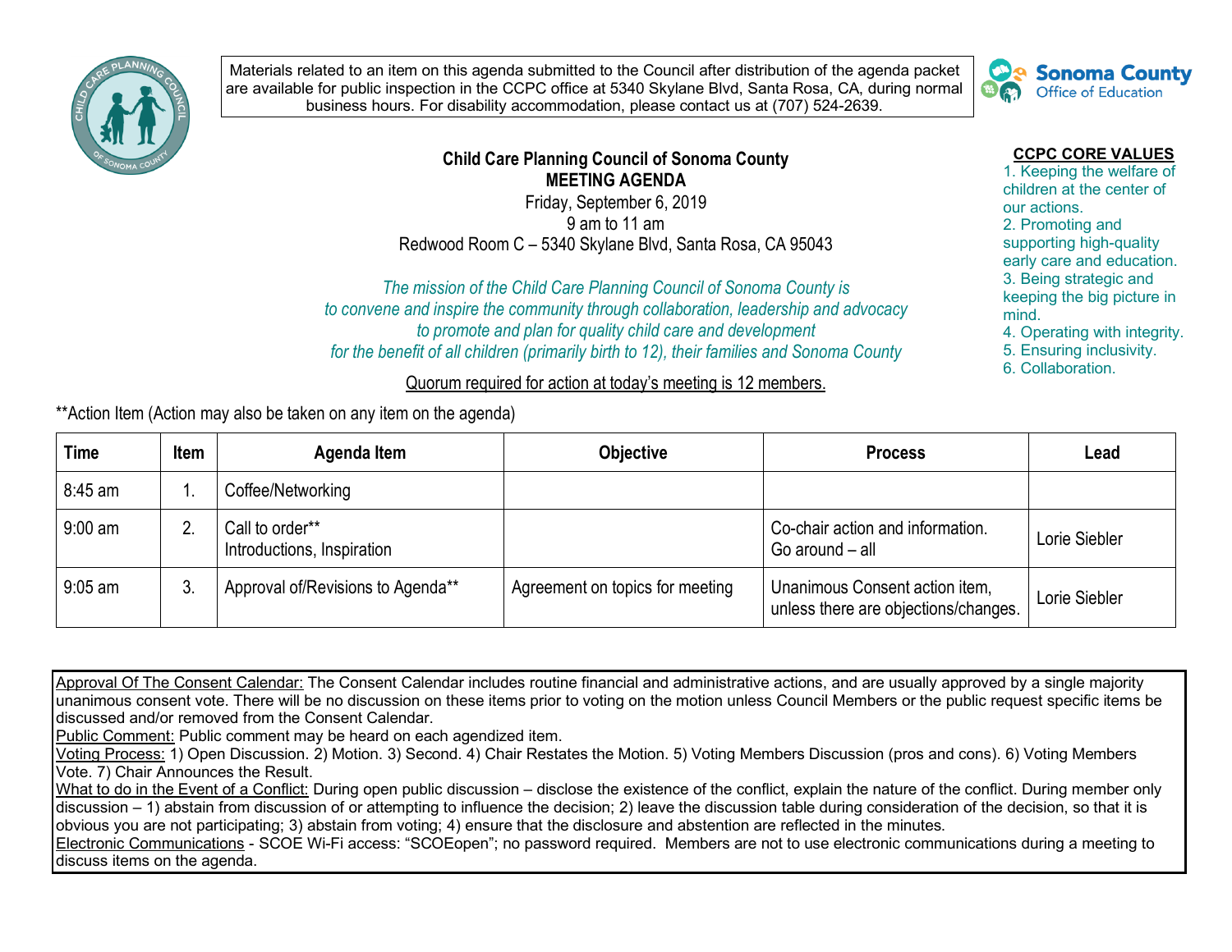Materials related to an item on this agenda submitted to the Council after distribution of the agenda packet are available for public inspection in the CCPC office at 5340 Skylane Blvd, Santa Rosa, CA, during normal business hours. For disability accommodation, please contact us at (707) 524-2639.

Sonoma County Office of Education

**Child Care Planning Council of Sonoma County**
**MEETING AGENDA**
Friday, September 6, 2019
9 am to 11 am
Redwood Room C – 5340 Skylane Blvd, Santa Rosa, CA 95043

*The mission of the Child Care Planning Council of Sonoma County is to convene and inspire the community through collaboration, leadership and advocacy to promote and plan for quality child care and development for the benefit of all children (primarily birth to 12), their families and Sonoma County*

Quorum required for action at today's meeting is 12 members.

**CCPC CORE VALUES**

1. Keeping the welfare of children at the center of our actions.
2. Promoting and supporting high-quality early care and education.
3. Being strategic and keeping the big picture in mind.
4. Operating with integrity.
5. Ensuring inclusivity.
6. Collaboration.

**Action Item (Action may also be taken on any item on the agenda)

| Time | Item | Agenda Item | Objective | Process | Lead |
|---|---|---|---|---|---|
| 8:45 am | 1. | Coffee/Networking | | | |
| 9:00 am | 2. | Call to order**<br>Introductions, Inspiration | | Co-chair action and information.<br>Go around – all | Lorie Siebler |
| 9:05 am | 3. | Approval of/Revisions to Agenda** | Agreement on topics for meeting | Unanimous Consent action item, unless there are objections/changes. | Lorie Siebler |

Approval Of The Consent Calendar: The Consent Calendar includes routine financial and administrative actions, and are usually approved by a single majority unanimous consent vote. There will be no discussion on these items prior to voting on the motion unless Council Members or the public request specific items be discussed and/or removed from the Consent Calendar.
Public Comment: Public comment may be heard on each agendized item.
Voting Process: 1) Open Discussion. 2) Motion. 3) Second. 4) Chair Restates the Motion. 5) Voting Members Discussion (pros and cons). 6) Voting Members Vote. 7) Chair Announces the Result.
What to do in the Event of a Conflict: During open public discussion – disclose the existence of the conflict, explain the nature of the conflict. During member only discussion – 1) abstain from discussion of or attempting to influence the decision; 2) leave the discussion table during consideration of the decision, so that it is obvious you are not participating; 3) abstain from voting; 4) ensure that the disclosure and abstention are reflected in the minutes.
Electronic Communications - SCOE Wi-Fi access: "SCOEopen"; no password required. Members are not to use electronic communications during a meeting to discuss items on the agenda.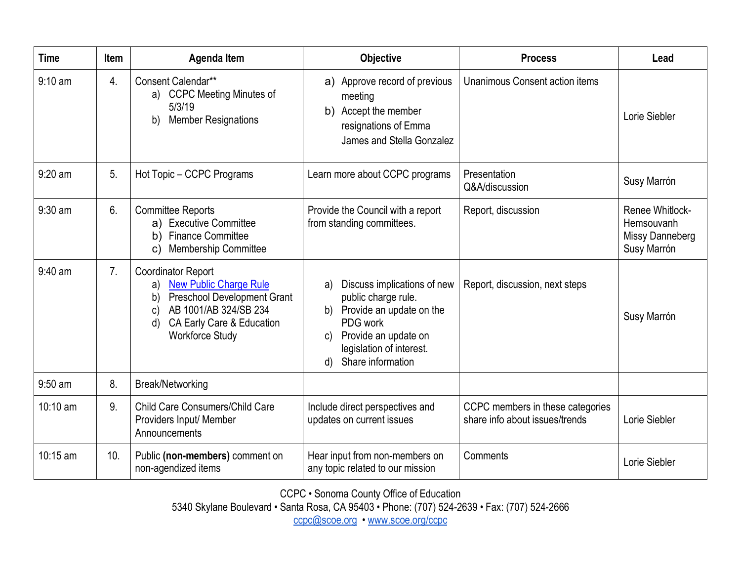| Time | Item | Agenda Item | Objective | Process | Lead |
|---|---|---|---|---|---|
| 9:10 am | 4. | Consent Calendar** <br> a) CCPC Meeting Minutes of 5/3/19 <br> b) Member Resignations | a) Approve record of previous meeting <br> b) Accept the member resignations of Emma James and Stella Gonzalez | Unanimous Consent action items | Lorie Siebler |
| 9:20 am | 5. | Hot Topic – CCPC Programs | Learn more about CCPC programs | Presentation <br> Q&A/discussion | Susy Marrón |
| 9:30 am | 6. | Committee Reports <br> a) Executive Committee <br> b) Finance Committee <br> c) Membership Committee | Provide the Council with a report from standing committees. | Report, discussion | Renee Whitlock-Hemsouvanh <br> Missy Danneberg <br> Susy Marrón |
| 9:40 am | 7. | Coordinator Report <br> a) New Public Charge Rule <br> b) Preschool Development Grant <br> c) AB 1001/AB 324/SB 234 <br> d) CA Early Care & Education Workforce Study | a) Discuss implications of new public charge rule. <br> b) Provide an update on the PDG work <br> c) Provide an update on legislation of interest. <br> d) Share information | Report, discussion, next steps | Susy Marrón |
| 9:50 am | 8. | Break/Networking | | | |
| 10:10 am | 9. | Child Care Consumers/Child Care Providers Input/ Member Announcements | Include direct perspectives and updates on current issues | CCPC members in these categories share info about issues/trends | Lorie Siebler |
| 10:15 am | 10. | Public **(non-members)** comment on non-agendized items | Hear input from non-members on any topic related to our mission | Comments | Lorie Siebler |

CCPC • Sonoma County Office of Education
5340 Skylane Boulevard • Santa Rosa, CA 95403 • Phone: (707) 524-2639 • Fax: (707) 524-2666
ccpc@scoe.org • www.scoe.org/ccpc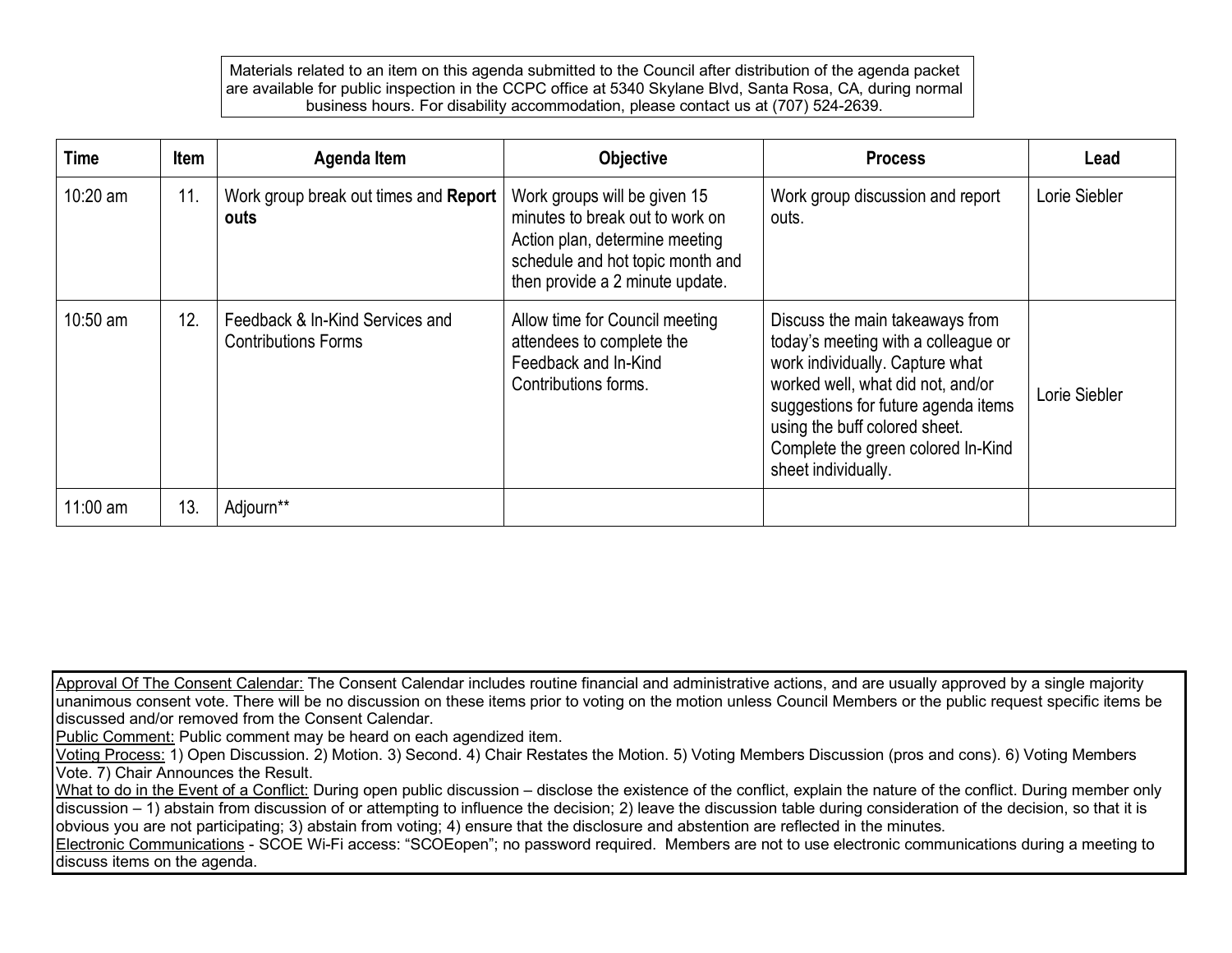Materials related to an item on this agenda submitted to the Council after distribution of the agenda packet are available for public inspection in the CCPC office at 5340 Skylane Blvd, Santa Rosa, CA, during normal business hours. For disability accommodation, please contact us at (707) 524-2639.

| Time | Item | Agenda Item | Objective | Process | Lead |
|---|---|---|---|---|---|
| 10:20 am | 11. | Work group break out times and **Report outs** | Work groups will be given 15 minutes to break out to work on Action plan, determine meeting schedule and hot topic month and then provide a 2 minute update. | Work group discussion and report outs. | Lorie Siebler |
| 10:50 am | 12. | Feedback & In-Kind Services and Contributions Forms | Allow time for Council meeting attendees to complete the Feedback and In-Kind Contributions forms. | Discuss the main takeaways from today's meeting with a colleague or work individually. Capture what worked well, what did not, and/or suggestions for future agenda items using the buff colored sheet. Complete the green colored In-Kind sheet individually. | Lorie Siebler |
| 11:00 am | 13. | Adjourn** | | | |

<u>Approval Of The Consent Calendar:</u> The Consent Calendar includes routine financial and administrative actions, and are usually approved by a single majority unanimous consent vote. There will be no discussion on these items prior to voting on the motion unless Council Members or the public request specific items be discussed and/or removed from the Consent Calendar.
<u>Public Comment:</u> Public comment may be heard on each agendized item.
<u>Voting Process:</u> 1) Open Discussion. 2) Motion. 3) Second. 4) Chair Restates the Motion. 5) Voting Members Discussion (pros and cons). 6) Voting Members Vote. 7) Chair Announces the Result.
<u>What to do in the Event of a Conflict:</u> During open public discussion – disclose the existence of the conflict, explain the nature of the conflict. During member only discussion – 1) abstain from discussion of or attempting to influence the decision; 2) leave the discussion table during consideration of the decision, so that it is obvious you are not participating; 3) abstain from voting; 4) ensure that the disclosure and abstention are reflected in the minutes.
<u>Electronic Communications</u> - SCOE Wi-Fi access: "SCOEopen"; no password required. Members are not to use electronic communications during a meeting to discuss items on the agenda.